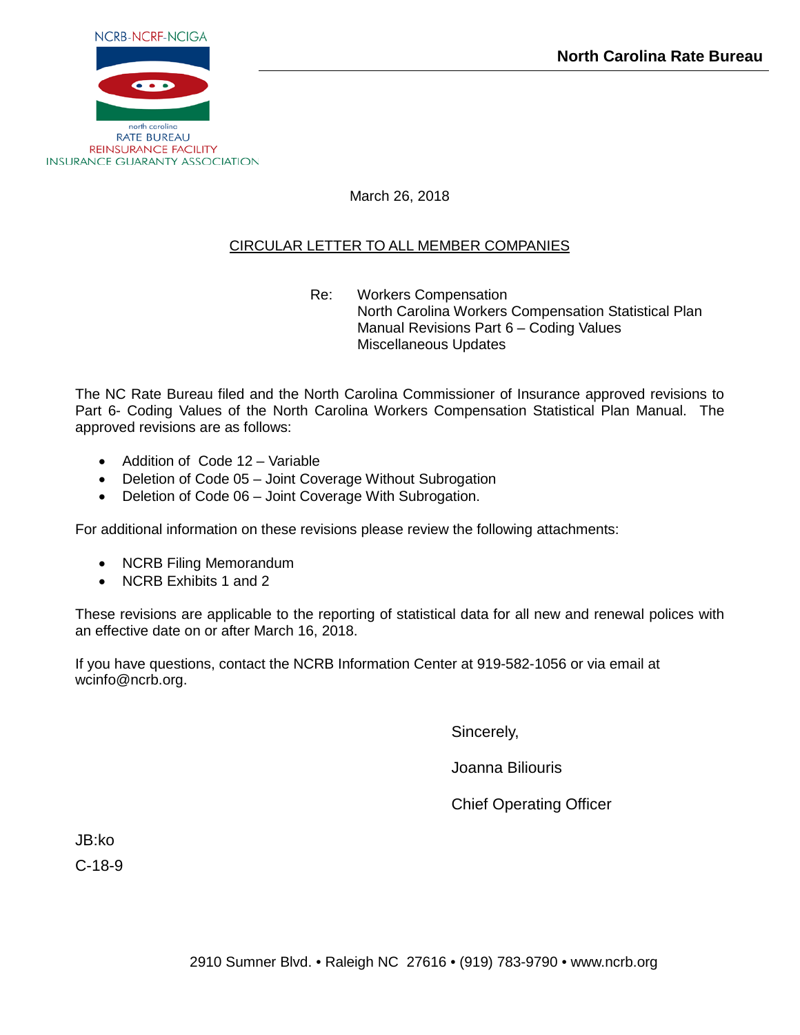NCRB-NCRF-NCIGA

north carolina
RATE BUREAU
REINSURANCE FACILITY
INSURANCE GUARANTY ASSOCIATION

**North Carolina Rate Bureau**

March 26, 2018

CIRCULAR LETTER TO ALL MEMBER COMPANIES

Re: Workers Compensation
North Carolina Workers Compensation Statistical Plan
Manual Revisions Part 6 – Coding Values
Miscellaneous Updates

The NC Rate Bureau filed and the North Carolina Commissioner of Insurance approved revisions to Part 6- Coding Values of the North Carolina Workers Compensation Statistical Plan Manual. The approved revisions are as follows:

- Addition of Code 12 – Variable
- Deletion of Code 05 – Joint Coverage Without Subrogation
- Deletion of Code 06 – Joint Coverage With Subrogation.

For additional information on these revisions please review the following attachments:

- NCRB Filing Memorandum
- NCRB Exhibits 1 and 2

These revisions are applicable to the reporting of statistical data for all new and renewal polices with an effective date on or after March 16, 2018.

If you have questions, contact the NCRB Information Center at 919-582-1056 or via email at wcinfo@ncrb.org.

Sincerely,

Joanna Biliouris

Chief Operating Officer

JB:ko

C-18-9

2910 Sumner Blvd. • Raleigh NC 27616 • (919) 783-9790 • www.ncrb.org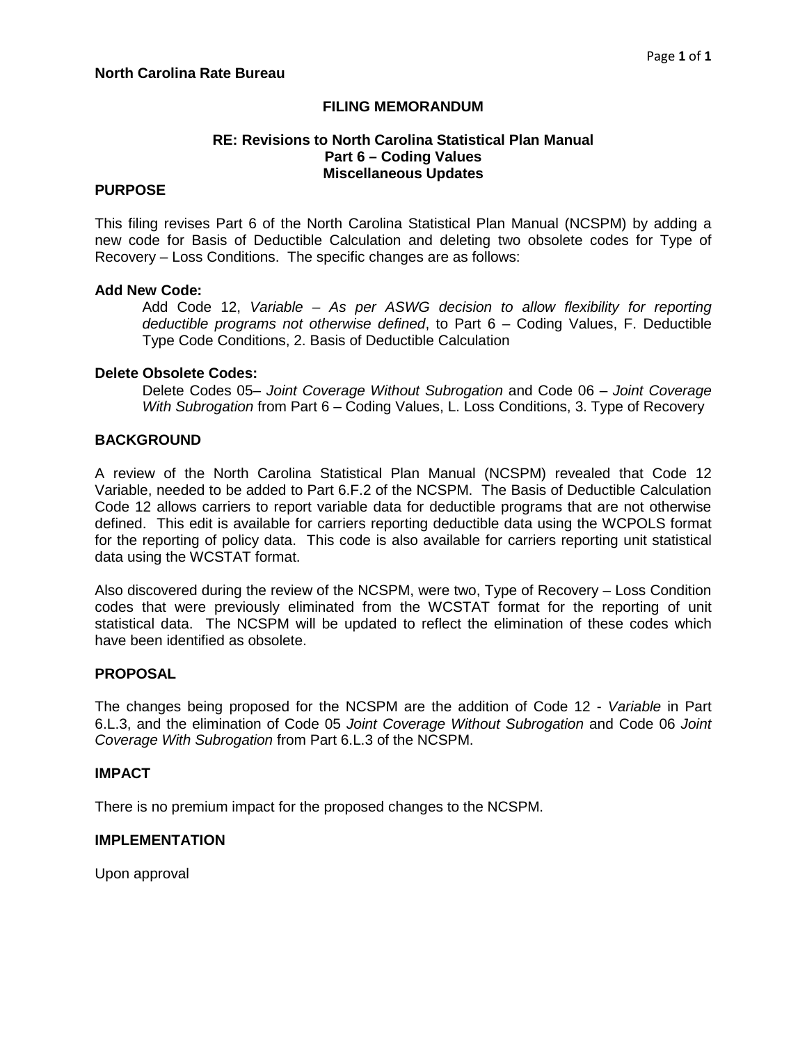**North Carolina Rate Bureau**

## FILING MEMORANDUM

### RE: Revisions to North Carolina Statistical Plan Manual
### Part 6 – Coding Values
### Miscellaneous Updates

### PURPOSE

This filing revises Part 6 of the North Carolina Statistical Plan Manual (NCSPM) by adding a new code for Basis of Deductible Calculation and deleting two obsolete codes for Type of Recovery – Loss Conditions. The specific changes are as follows:

**Add New Code:**

Add Code 12, *Variable – As per ASWG decision to allow flexibility for reporting deductible programs not otherwise defined*, to Part 6 – Coding Values, F. Deductible Type Code Conditions, 2. Basis of Deductible Calculation

**Delete Obsolete Codes:**

Delete Codes 05– *Joint Coverage Without Subrogation* and Code 06 – *Joint Coverage With Subrogation* from Part 6 – Coding Values, L. Loss Conditions, 3. Type of Recovery

### BACKGROUND

A review of the North Carolina Statistical Plan Manual (NCSPM) revealed that Code 12 Variable, needed to be added to Part 6.F.2 of the NCSPM. The Basis of Deductible Calculation Code 12 allows carriers to report variable data for deductible programs that are not otherwise defined. This edit is available for carriers reporting deductible data using the WCPOLS format for the reporting of policy data. This code is also available for carriers reporting unit statistical data using the WCSTAT format.

Also discovered during the review of the NCSPM, were two, Type of Recovery – Loss Condition codes that were previously eliminated from the WCSTAT format for the reporting of unit statistical data. The NCSPM will be updated to reflect the elimination of these codes which have been identified as obsolete.

### PROPOSAL

The changes being proposed for the NCSPM are the addition of Code 12 - *Variable* in Part 6.L.3, and the elimination of Code 05 *Joint Coverage Without Subrogation* and Code 06 *Joint Coverage With Subrogation* from Part 6.L.3 of the NCSPM.

### IMPACT

There is no premium impact for the proposed changes to the NCSPM.

### IMPLEMENTATION

Upon approval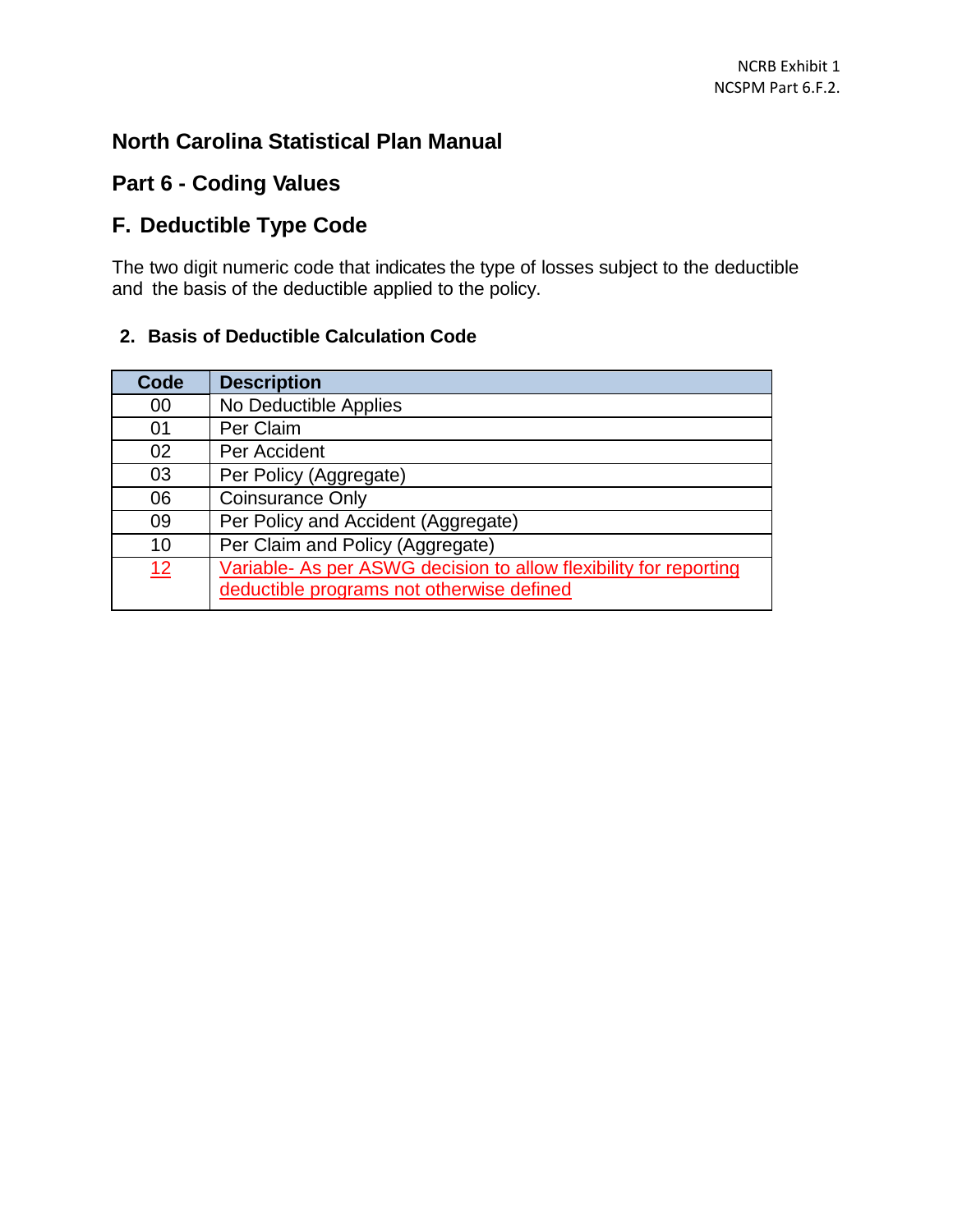# North Carolina Statistical Plan Manual

## Part 6 - Coding Values

## F. Deductible Type Code

The two digit numeric code that indicates the type of losses subject to the deductible and the basis of the deductible applied to the policy.

### 2. Basis of Deductible Calculation Code

| Code | Description |
|---|---|
| 00 | No Deductible Applies |
| 01 | Per Claim |
| 02 | Per Accident |
| 03 | Per Policy (Aggregate) |
| 06 | Coinsurance Only |
| 09 | Per Policy and Accident (Aggregate) |
| 10 | Per Claim and Policy (Aggregate) |
| 12 | Variable- As per ASWG decision to allow flexibility for reporting deductible programs not otherwise defined |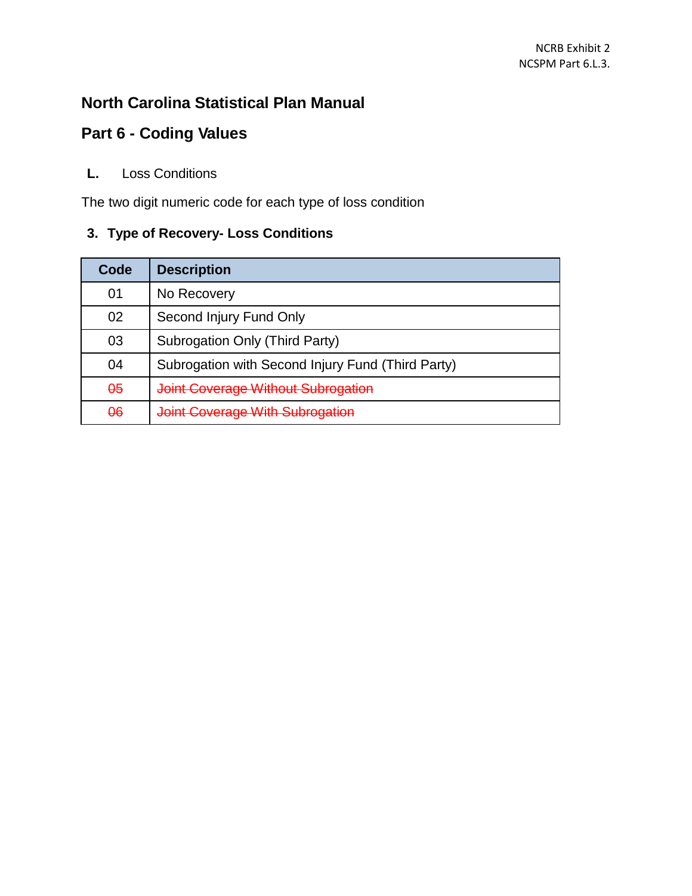# North Carolina Statistical Plan Manual

## Part 6 - Coding Values

**L.** Loss Conditions

The two digit numeric code for each type of loss condition

### 3. Type of Recovery- Loss Conditions

| Code | Description |
|---|---|
| 01 | No Recovery |
| 02 | Second Injury Fund Only |
| 03 | Subrogation Only (Third Party) |
| 04 | Subrogation with Second Injury Fund (Third Party) |
| ~~05~~ | ~~Joint Coverage Without Subrogation~~ |
| ~~06~~ | ~~Joint Coverage With Subrogation~~ |